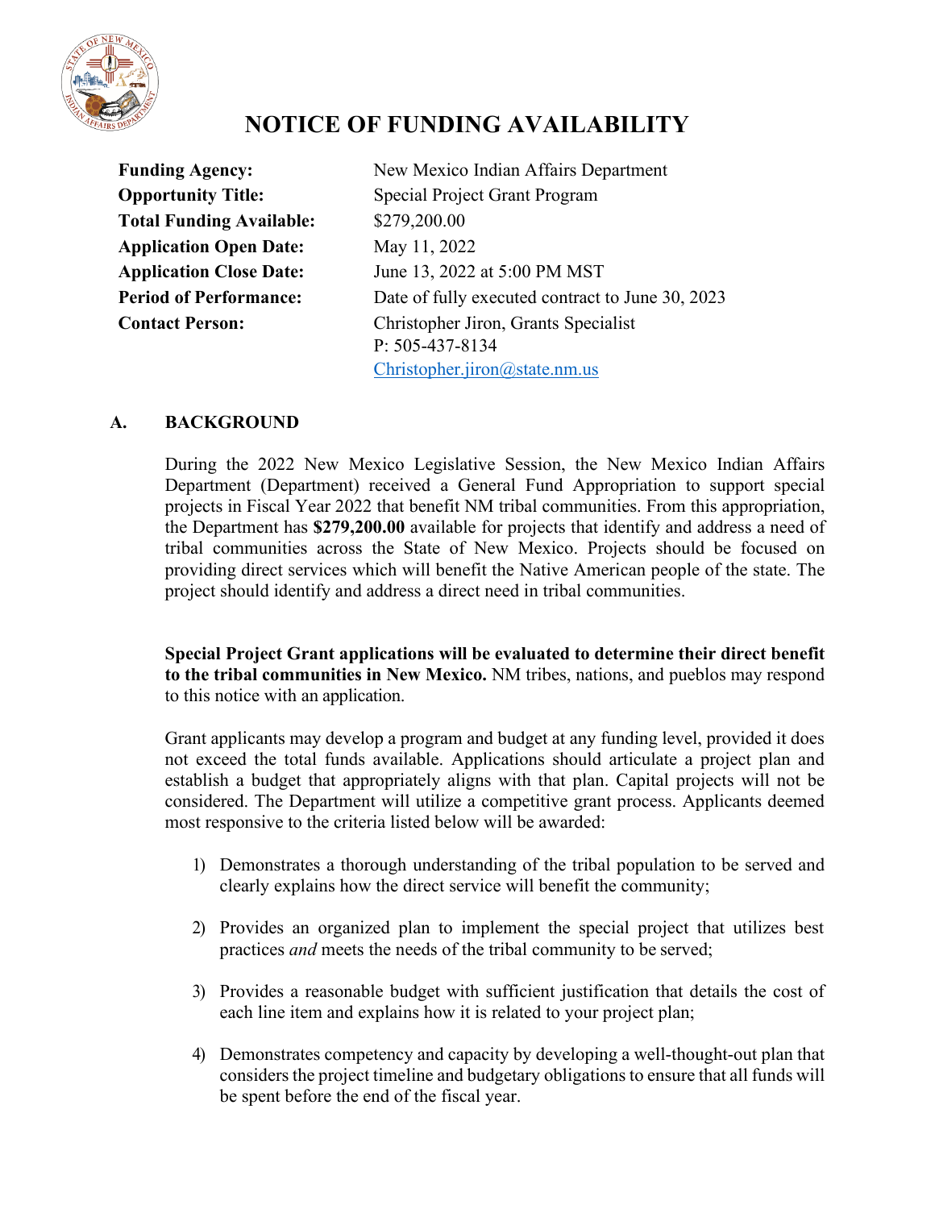# NOTICE OF FUNDING AVAILABILITY

| | |
|---|---|
| **Funding Agency:** | New Mexico Indian Affairs Department |
| **Opportunity Title:** | Special Project Grant Program |
| **Total Funding Available:** | $279,200.00 |
| **Application Open Date:** | May 11, 2022 |
| **Application Close Date:** | June 13, 2022 at 5:00 PM MST |
| **Period of Performance:** | Date of fully executed contract to June 30, 2023 |
| **Contact Person:** | Christopher Jiron, Grants Specialist<br>P: 505-437-8134<br>Christopher.jiron@state.nm.us |

## A. BACKGROUND

During the 2022 New Mexico Legislative Session, the New Mexico Indian Affairs Department (Department) received a General Fund Appropriation to support special projects in Fiscal Year 2022 that benefit NM tribal communities. From this appropriation, the Department has **$279,200.00** available for projects that identify and address a need of tribal communities across the State of New Mexico. Projects should be focused on providing direct services which will benefit the Native American people of the state. The project should identify and address a direct need in tribal communities.

**Special Project Grant applications will be evaluated to determine their direct benefit to the tribal communities in New Mexico.** NM tribes, nations, and pueblos may respond to this notice with an application.

Grant applicants may develop a program and budget at any funding level, provided it does not exceed the total funds available. Applications should articulate a project plan and establish a budget that appropriately aligns with that plan. Capital projects will not be considered. The Department will utilize a competitive grant process. Applicants deemed most responsive to the criteria listed below will be awarded:

1) Demonstrates a thorough understanding of the tribal population to be served and clearly explains how the direct service will benefit the community;

2) Provides an organized plan to implement the special project that utilizes best practices *and* meets the needs of the tribal community to be served;

3) Provides a reasonable budget with sufficient justification that details the cost of each line item and explains how it is related to your project plan;

4) Demonstrates competency and capacity by developing a well-thought-out plan that considers the project timeline and budgetary obligations to ensure that all funds will be spent before the end of the fiscal year.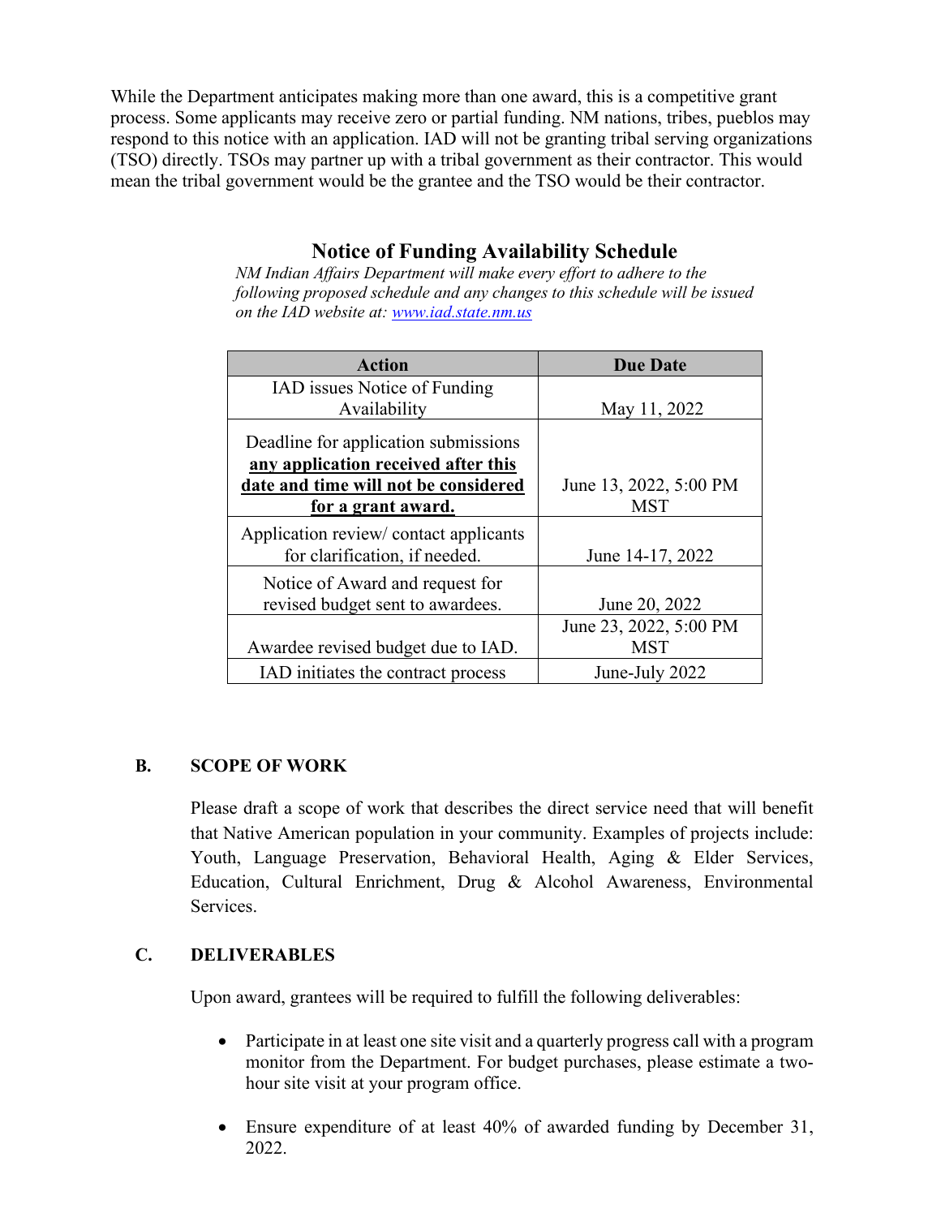While the Department anticipates making more than one award, this is a competitive grant process. Some applicants may receive zero or partial funding. NM nations, tribes, pueblos may respond to this notice with an application. IAD will not be granting tribal serving organizations (TSO) directly. TSOs may partner up with a tribal government as their contractor. This would mean the tribal government would be the grantee and the TSO would be their contractor.

## Notice of Funding Availability Schedule

*NM Indian Affairs Department will make every effort to adhere to the following proposed schedule and any changes to this schedule will be issued on the IAD website at: [www.iad.state.nm.us](www.iad.state.nm.us)*

| Action | Due Date |
|---|---|
| IAD issues Notice of Funding Availability | May 11, 2022 |
| Deadline for application submissions **any application received after this date and time will not be considered for a grant award.** | June 13, 2022, 5:00 PM MST |
| Application review/ contact applicants for clarification, if needed. | June 14-17, 2022 |
| Notice of Award and request for revised budget sent to awardees. | June 20, 2022 |
| Awardee revised budget due to IAD. | June 23, 2022, 5:00 PM MST |
| IAD initiates the contract process | June-July 2022 |

### B. SCOPE OF WORK

Please draft a scope of work that describes the direct service need that will benefit that Native American population in your community. Examples of projects include: Youth, Language Preservation, Behavioral Health, Aging & Elder Services, Education, Cultural Enrichment, Drug & Alcohol Awareness, Environmental Services.

### C. DELIVERABLES

Upon award, grantees will be required to fulfill the following deliverables:

- Participate in at least one site visit and a quarterly progress call with a program monitor from the Department. For budget purchases, please estimate a two-hour site visit at your program office.
- Ensure expenditure of at least 40% of awarded funding by December 31, 2022.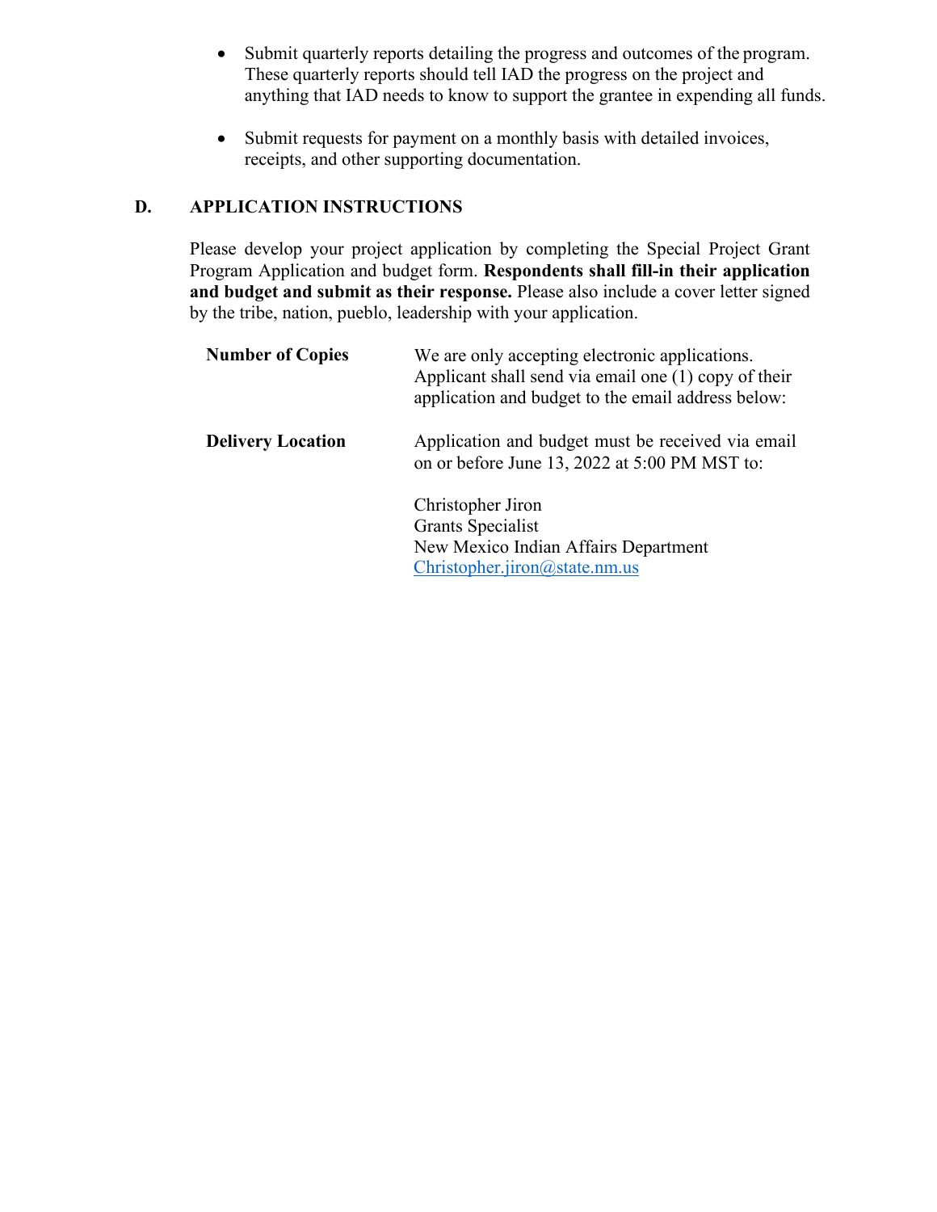- Submit quarterly reports detailing the progress and outcomes of the program. These quarterly reports should tell IAD the progress on the project and anything that IAD needs to know to support the grantee in expending all funds.

- Submit requests for payment on a monthly basis with detailed invoices, receipts, and other supporting documentation.

## D. APPLICATION INSTRUCTIONS

Please develop your project application by completing the Special Project Grant Program Application and budget form. **Respondents shall fill-in their application and budget and submit as their response.** Please also include a cover letter signed by the tribe, nation, pueblo, leadership with your application.

**Number of Copies**

We are only accepting electronic applications. Applicant shall send via email one (1) copy of their application and budget to the email address below:

**Delivery Location**

Application and budget must be received via email on or before June 13, 2022 at 5:00 PM MST to:

Christopher Jiron
Grants Specialist
New Mexico Indian Affairs Department
Christopher.jiron@state.nm.us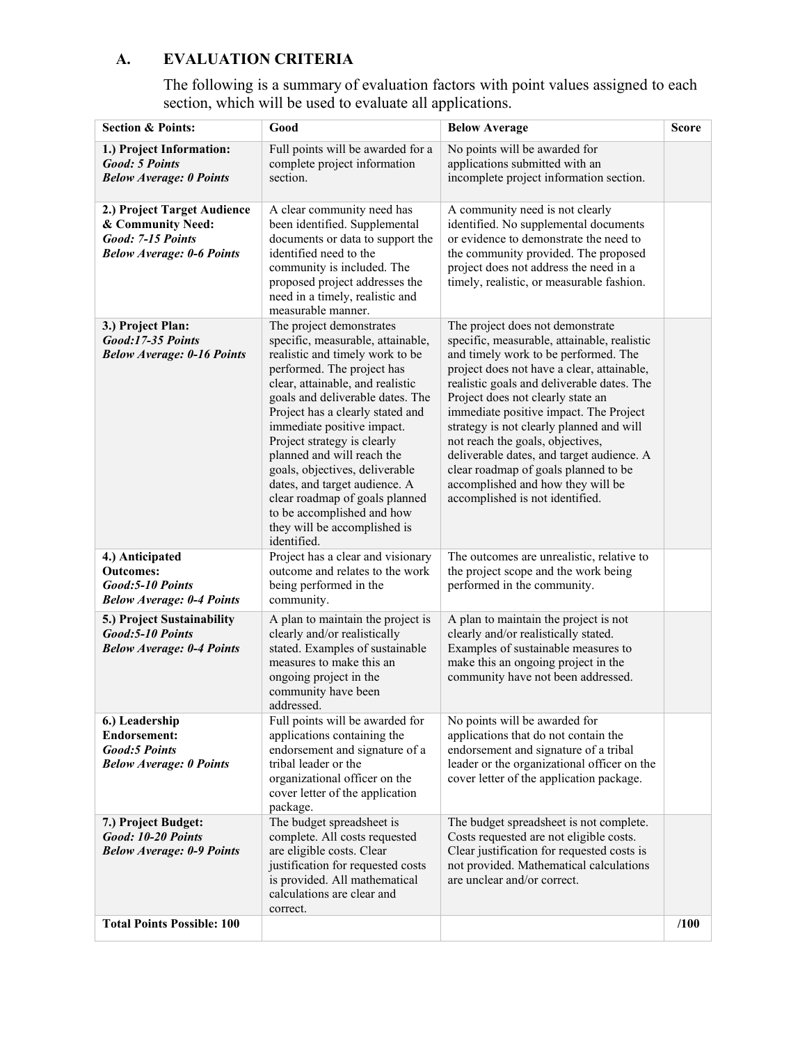## A. EVALUATION CRITERIA

The following is a summary of evaluation factors with point values assigned to each section, which will be used to evaluate all applications.

| Section & Points: | Good | Below Average | Score |
|---|---|---|---|
| **1.) Project Information:** ***Good: 5 Points*** ***Below Average: 0 Points*** | Full points will be awarded for a complete project information section. | No points will be awarded for applications submitted with an incomplete project information section. | |
| **2.) Project Target Audience & Community Need:** ***Good: 7-15 Points*** ***Below Average: 0-6 Points*** | A clear community need has been identified. Supplemental documents or data to support the identified need to the community is included. The proposed project addresses the need in a timely, realistic and measurable manner. | A community need is not clearly identified. No supplemental documents or evidence to demonstrate the need to the community provided. The proposed project does not address the need in a timely, realistic, or measurable fashion. | |
| **3.) Project Plan:** ***Good:17-35 Points*** ***Below Average: 0-16 Points*** | The project demonstrates specific, measurable, attainable, realistic and timely work to be performed. The project has clear, attainable, and realistic goals and deliverable dates. The Project has a clearly stated and immediate positive impact. Project strategy is clearly planned and will reach the goals, objectives, deliverable dates, and target audience. A clear roadmap of goals planned to be accomplished and how they will be accomplished is identified. | The project does not demonstrate specific, measurable, attainable, realistic and timely work to be performed. The project does not have a clear, attainable, realistic goals and deliverable dates. The Project does not clearly state an immediate positive impact. The Project strategy is not clearly planned and will not reach the goals, objectives, deliverable dates, and target audience. A clear roadmap of goals planned to be accomplished and how they will be accomplished is not identified. | |
| **4.) Anticipated Outcomes:** ***Good:5-10 Points*** ***Below Average: 0-4 Points*** | Project has a clear and visionary outcome and relates to the work being performed in the community. | The outcomes are unrealistic, relative to the project scope and the work being performed in the community. | |
| **5.) Project Sustainability** ***Good:5-10 Points*** ***Below Average: 0-4 Points*** | A plan to maintain the project is clearly and/or realistically stated. Examples of sustainable measures to make this an ongoing project in the community have been addressed. | A plan to maintain the project is not clearly and/or realistically stated. Examples of sustainable measures to make this an ongoing project in the community have not been addressed. | |
| **6.) Leadership Endorsement:** ***Good:5 Points*** ***Below Average: 0 Points*** | Full points will be awarded for applications containing the endorsement and signature of a tribal leader or the organizational officer on the cover letter of the application package. | No points will be awarded for applications that do not contain the endorsement and signature of a tribal leader or the organizational officer on the cover letter of the application package. | |
| **7.) Project Budget:** ***Good: 10-20 Points*** ***Below Average: 0-9 Points*** | The budget spreadsheet is complete. All costs requested are eligible costs. Clear justification for requested costs is provided. All mathematical calculations are clear and correct. | The budget spreadsheet is not complete. Costs requested are not eligible costs. Clear justification for requested costs is not provided. Mathematical calculations are unclear and/or correct. | |
| **Total Points Possible: 100** | | | **/100** |